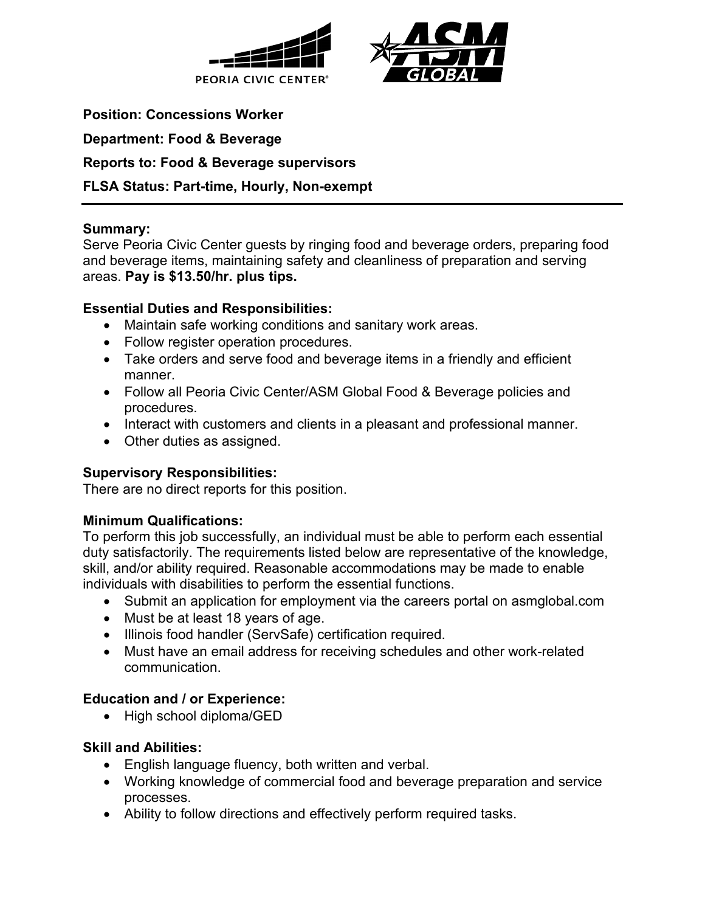**Position: Concessions Worker**

**Department: Food & Beverage**

**Reports to: Food & Beverage supervisors**

**FLSA Status: Part-time, Hourly, Non-exempt**

---

**Summary:**
Serve Peoria Civic Center guests by ringing food and beverage orders, preparing food and beverage items, maintaining safety and cleanliness of preparation and serving areas. **Pay is $13.50/hr. plus tips.**

**Essential Duties and Responsibilities:**

- Maintain safe working conditions and sanitary work areas.
- Follow register operation procedures.
- Take orders and serve food and beverage items in a friendly and efficient manner.
- Follow all Peoria Civic Center/ASM Global Food & Beverage policies and procedures.
- Interact with customers and clients in a pleasant and professional manner.
- Other duties as assigned.

**Supervisory Responsibilities:**
There are no direct reports for this position.

**Minimum Qualifications:**
To perform this job successfully, an individual must be able to perform each essential duty satisfactorily. The requirements listed below are representative of the knowledge, skill, and/or ability required. Reasonable accommodations may be made to enable individuals with disabilities to perform the essential functions.

- Submit an application for employment via the careers portal on asmglobal.com
- Must be at least 18 years of age.
- Illinois food handler (ServSafe) certification required.
- Must have an email address for receiving schedules and other work-related communication.

**Education and / or Experience:**

- High school diploma/GED

**Skill and Abilities:**

- English language fluency, both written and verbal.
- Working knowledge of commercial food and beverage preparation and service processes.
- Ability to follow directions and effectively perform required tasks.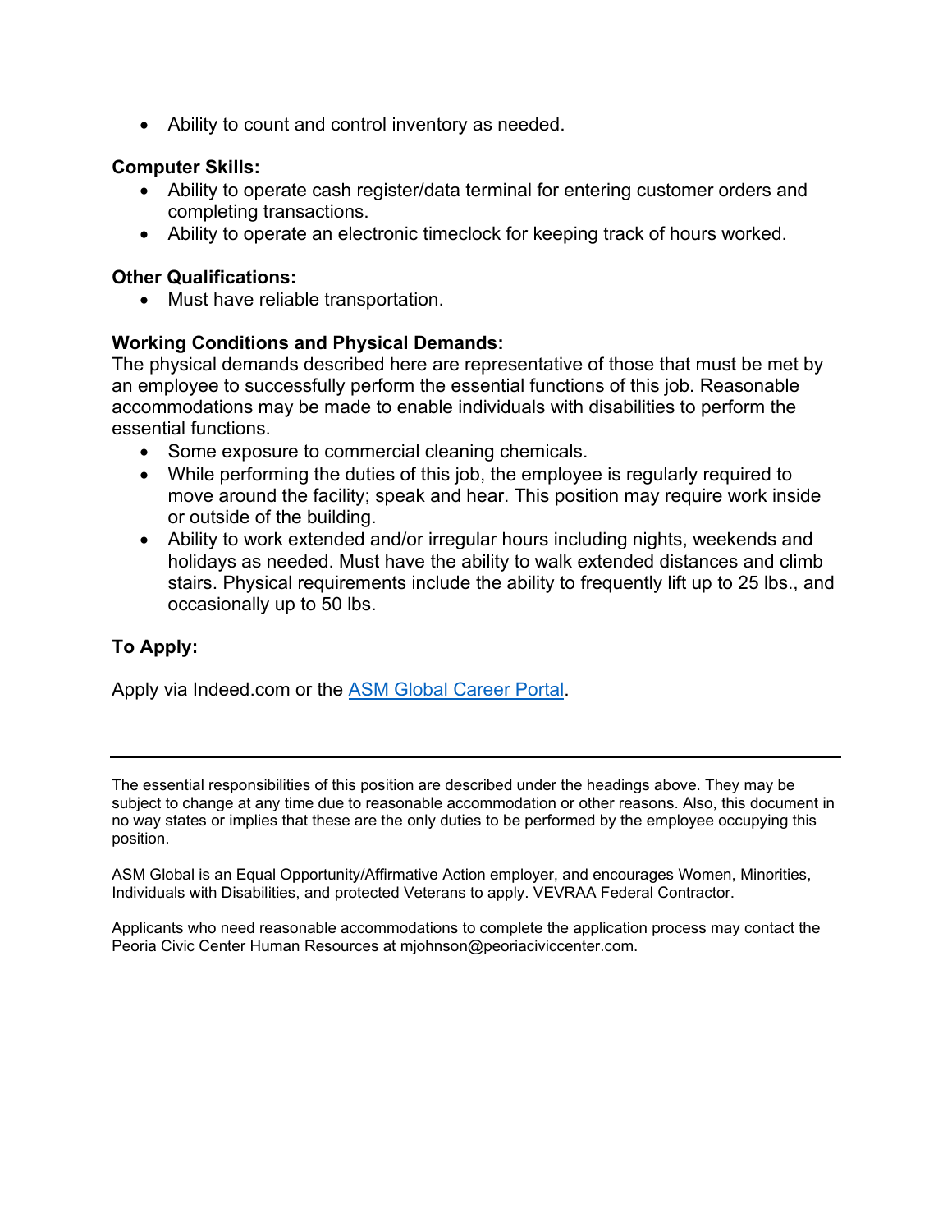- Ability to count and control inventory as needed.

**Computer Skills:**

- Ability to operate cash register/data terminal for entering customer orders and completing transactions.
- Ability to operate an electronic timeclock for keeping track of hours worked.

**Other Qualifications:**

- Must have reliable transportation.

**Working Conditions and Physical Demands:**

The physical demands described here are representative of those that must be met by an employee to successfully perform the essential functions of this job. Reasonable accommodations may be made to enable individuals with disabilities to perform the essential functions.

- Some exposure to commercial cleaning chemicals.
- While performing the duties of this job, the employee is regularly required to move around the facility; speak and hear. This position may require work inside or outside of the building.
- Ability to work extended and/or irregular hours including nights, weekends and holidays as needed. Must have the ability to walk extended distances and climb stairs. Physical requirements include the ability to frequently lift up to 25 lbs., and occasionally up to 50 lbs.

**To Apply:**

Apply via Indeed.com or the ASM Global Career Portal.

---

The essential responsibilities of this position are described under the headings above. They may be subject to change at any time due to reasonable accommodation or other reasons. Also, this document in no way states or implies that these are the only duties to be performed by the employee occupying this position.

ASM Global is an Equal Opportunity/Affirmative Action employer, and encourages Women, Minorities, Individuals with Disabilities, and protected Veterans to apply. VEVRAA Federal Contractor.

Applicants who need reasonable accommodations to complete the application process may contact the Peoria Civic Center Human Resources at mjohnson@peoriaciviccenter.com.